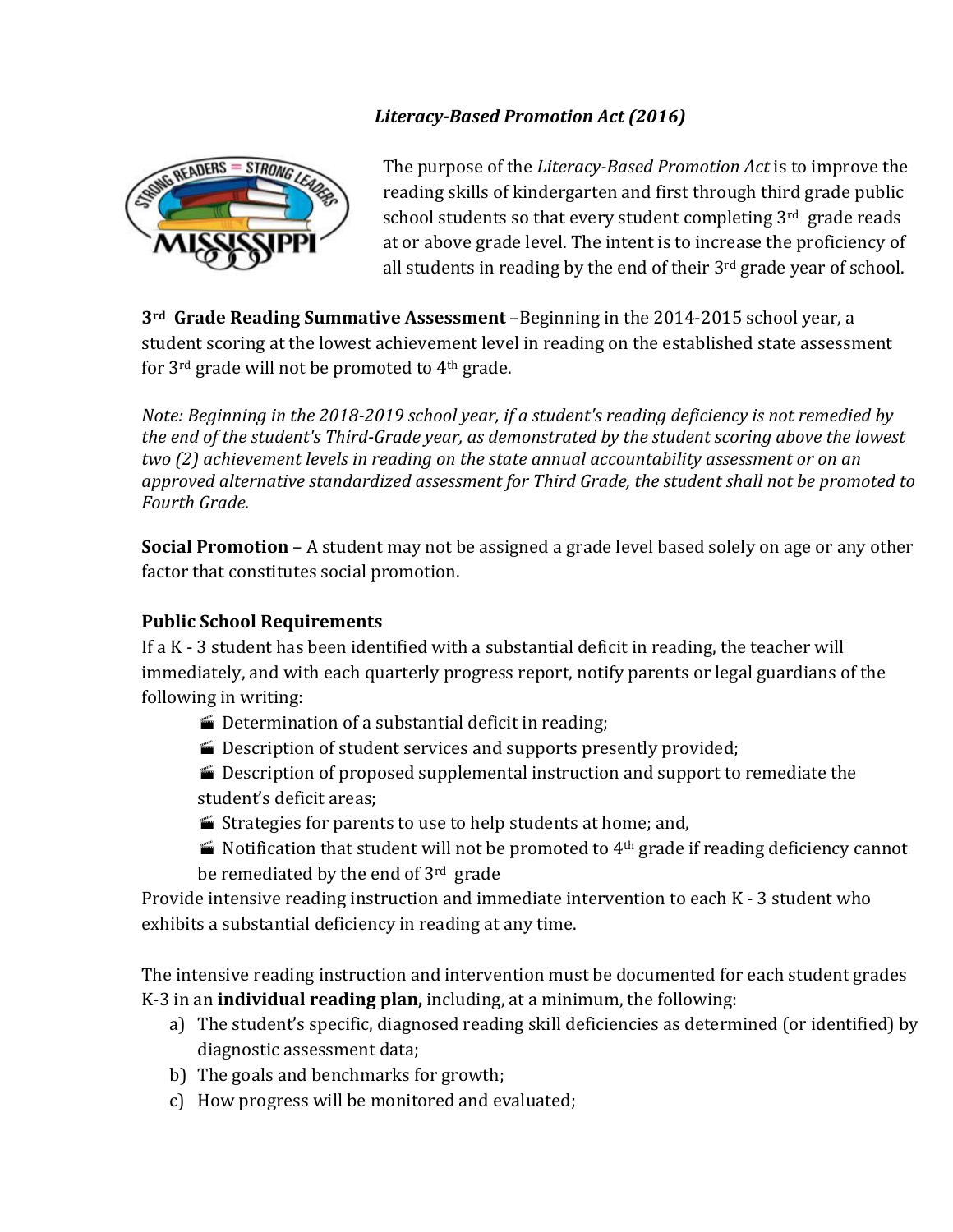*Literacy-Based Promotion Act (2016)*

The purpose of the *Literacy-Based Promotion Act* is to improve the reading skills of kindergarten and first through third grade public school students so that every student completing 3rd grade reads at or above grade level. The intent is to increase the proficiency of all students in reading by the end of their 3rd grade year of school.

**3rd Grade Reading Summative Assessment** –Beginning in the 2014-2015 school year, a student scoring at the lowest achievement level in reading on the established state assessment for 3rd grade will not be promoted to 4th grade.

*Note: Beginning in the 2018-2019 school year, if a student's reading deficiency is not remedied by the end of the student's Third-Grade year, as demonstrated by the student scoring above the lowest two (2) achievement levels in reading on the state annual accountability assessment or on an approved alternative standardized assessment for Third Grade, the student shall not be promoted to Fourth Grade.*

**Social Promotion** – A student may not be assigned a grade level based solely on age or any other factor that constitutes social promotion.

**Public School Requirements**

If a K - 3 student has been identified with a substantial deficit in reading, the teacher will immediately, and with each quarterly progress report, notify parents or legal guardians of the following in writing:

- Determination of a substantial deficit in reading;
- Description of student services and supports presently provided;
- Description of proposed supplemental instruction and support to remediate the student's deficit areas;
- Strategies for parents to use to help students at home; and,
- Notification that student will not be promoted to 4th grade if reading deficiency cannot be remediated by the end of 3rd grade

Provide intensive reading instruction and immediate intervention to each K - 3 student who exhibits a substantial deficiency in reading at any time.

The intensive reading instruction and intervention must be documented for each student grades K-3 in an **individual reading plan,** including, at a minimum, the following:

a) The student's specific, diagnosed reading skill deficiencies as determined (or identified) by diagnostic assessment data;
b) The goals and benchmarks for growth;
c) How progress will be monitored and evaluated;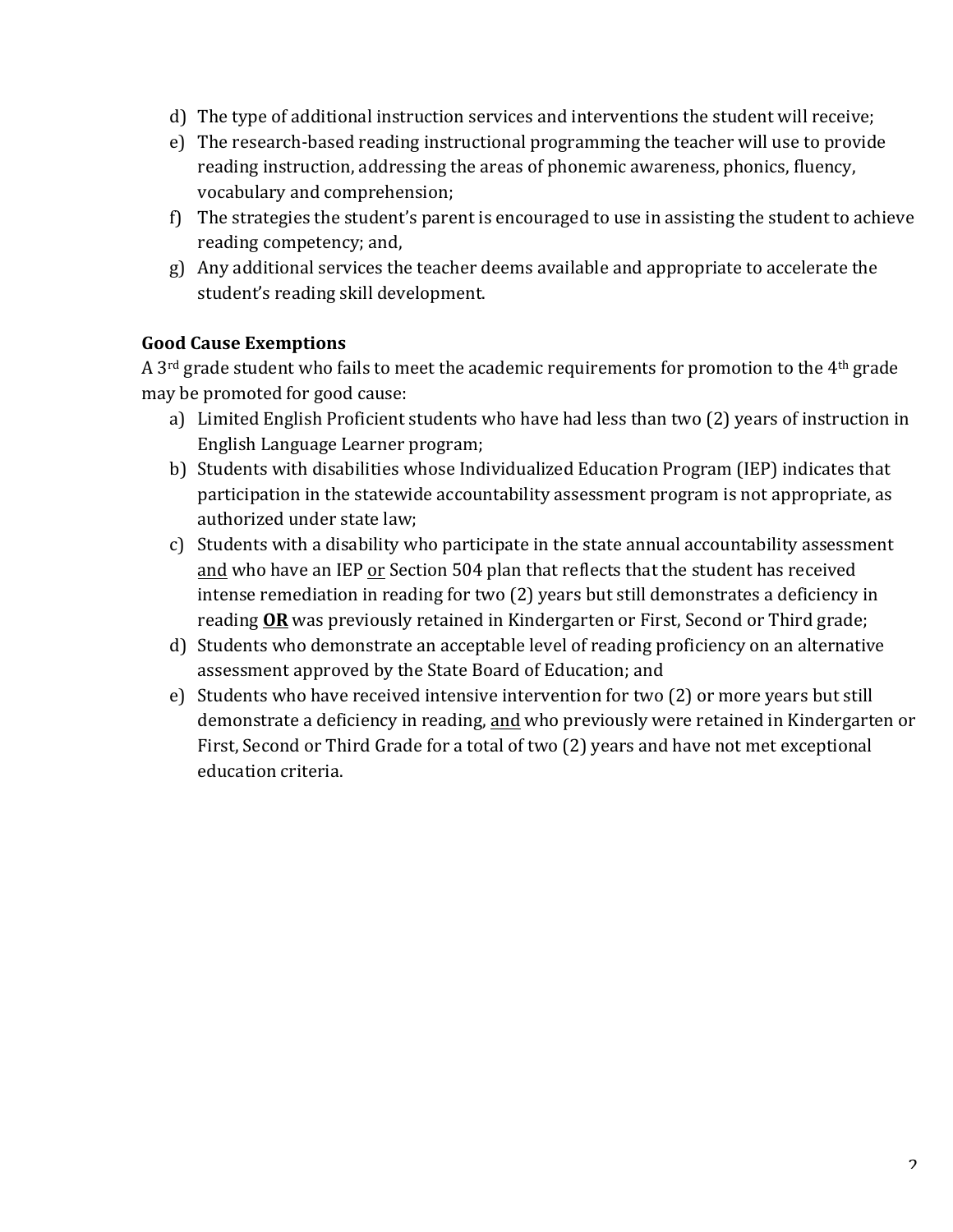d) The type of additional instruction services and interventions the student will receive;
e) The research-based reading instructional programming the teacher will use to provide reading instruction, addressing the areas of phonemic awareness, phonics, fluency, vocabulary and comprehension;
f) The strategies the student's parent is encouraged to use in assisting the student to achieve reading competency; and,
g) Any additional services the teacher deems available and appropriate to accelerate the student's reading skill development.

**Good Cause Exemptions**

A 3rd grade student who fails to meet the academic requirements for promotion to the 4th grade may be promoted for good cause:

a) Limited English Proficient students who have had less than two (2) years of instruction in English Language Learner program;
b) Students with disabilities whose Individualized Education Program (IEP) indicates that participation in the statewide accountability assessment program is not appropriate, as authorized under state law;
c) Students with a disability who participate in the state annual accountability assessment <u>and</u> who have an IEP <u>or</u> Section 504 plan that reflects that the student has received intense remediation in reading for two (2) years but still demonstrates a deficiency in reading **<u>OR</u>** was previously retained in Kindergarten or First, Second or Third grade;
d) Students who demonstrate an acceptable level of reading proficiency on an alternative assessment approved by the State Board of Education; and
e) Students who have received intensive intervention for two (2) or more years but still demonstrate a deficiency in reading, <u>and</u> who previously were retained in Kindergarten or First, Second or Third Grade for a total of two (2) years and have not met exceptional education criteria.